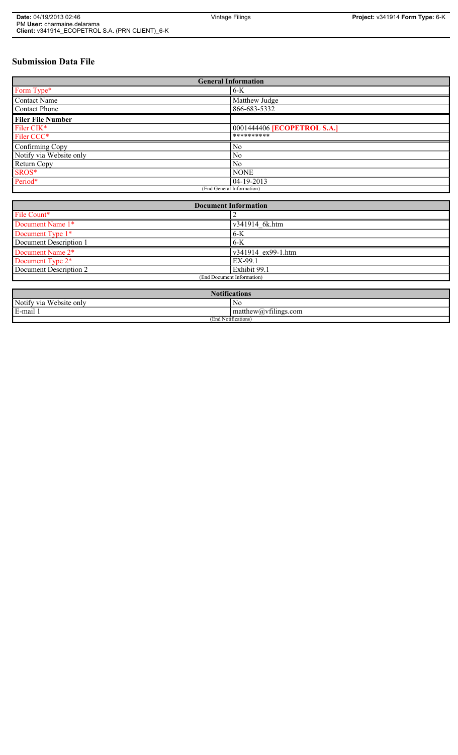# Submission Data File

| General Information | |
|---|---|
| Form Type* | 6-K |
| Contact Name | Matthew Judge |
| Contact Phone | 866-683-5332 |
| **Filer File Number** | |
| Filer CIK* | 0001444406 **[ECOPETROL S.A.]** |
| Filer CCC* | ********** |
| Confirming Copy | No |
| Notify via Website only | No |
| Return Copy | No |
| SROS* | NONE |
| Period* | 04-19-2013 |
| (End General Information) | |

| Document Information | |
|---|---|
| File Count* | 2 |
| Document Name 1* | v341914_6k.htm |
| Document Type 1* | 6-K |
| Document Description 1 | 6-K |
| Document Name 2* | v341914_ex99-1.htm |
| Document Type 2* | EX-99.1 |
| Document Description 2 | Exhibit 99.1 |
| (End Document Information) | |

| Notifications | |
|---|---|
| Notify via Website only | No |
| E-mail 1 | matthew@vfilings.com |
| (End Notifications) | |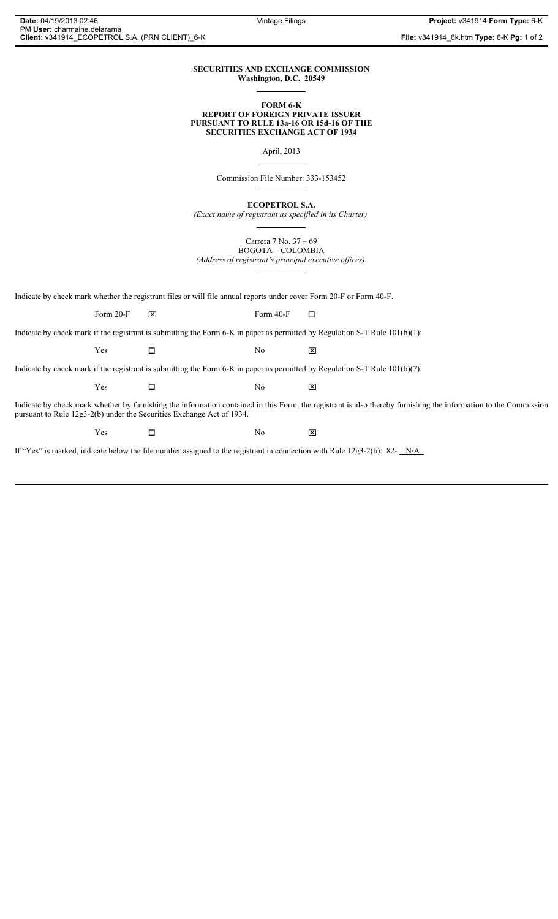**SECURITIES AND EXCHANGE COMMISSION**
**Washington, D.C. 20549**

**FORM 6-K**
**REPORT OF FOREIGN PRIVATE ISSUER**
**PURSUANT TO RULE 13a-16 OR 15d-16 OF THE**
**SECURITIES EXCHANGE ACT OF 1934**

April, 2013

Commission File Number: 333-153452

**ECOPETROL S.A.**
*(Exact name of registrant as specified in its Charter)*

Carrera 7 No. 37 – 69
BOGOTA – COLOMBIA
*(Address of registrant's principal executive offices)*

Indicate by check mark whether the registrant files or will file annual reports under cover Form 20-F or Form 40-F.

Form 20-F ☒ Form 40-F ☐

Indicate by check mark if the registrant is submitting the Form 6-K in paper as permitted by Regulation S-T Rule 101(b)(1):

Yes ☐ No ☒

Indicate by check mark if the registrant is submitting the Form 6-K in paper as permitted by Regulation S-T Rule 101(b)(7):

Yes ☐ No ☒

Indicate by check mark whether by furnishing the information contained in this Form, the registrant is also thereby furnishing the information to the Commission pursuant to Rule 12g3-2(b) under the Securities Exchange Act of 1934.

Yes ☐ No ☒

If "Yes" is marked, indicate below the file number assigned to the registrant in connection with Rule 12g3-2(b): 82- N/A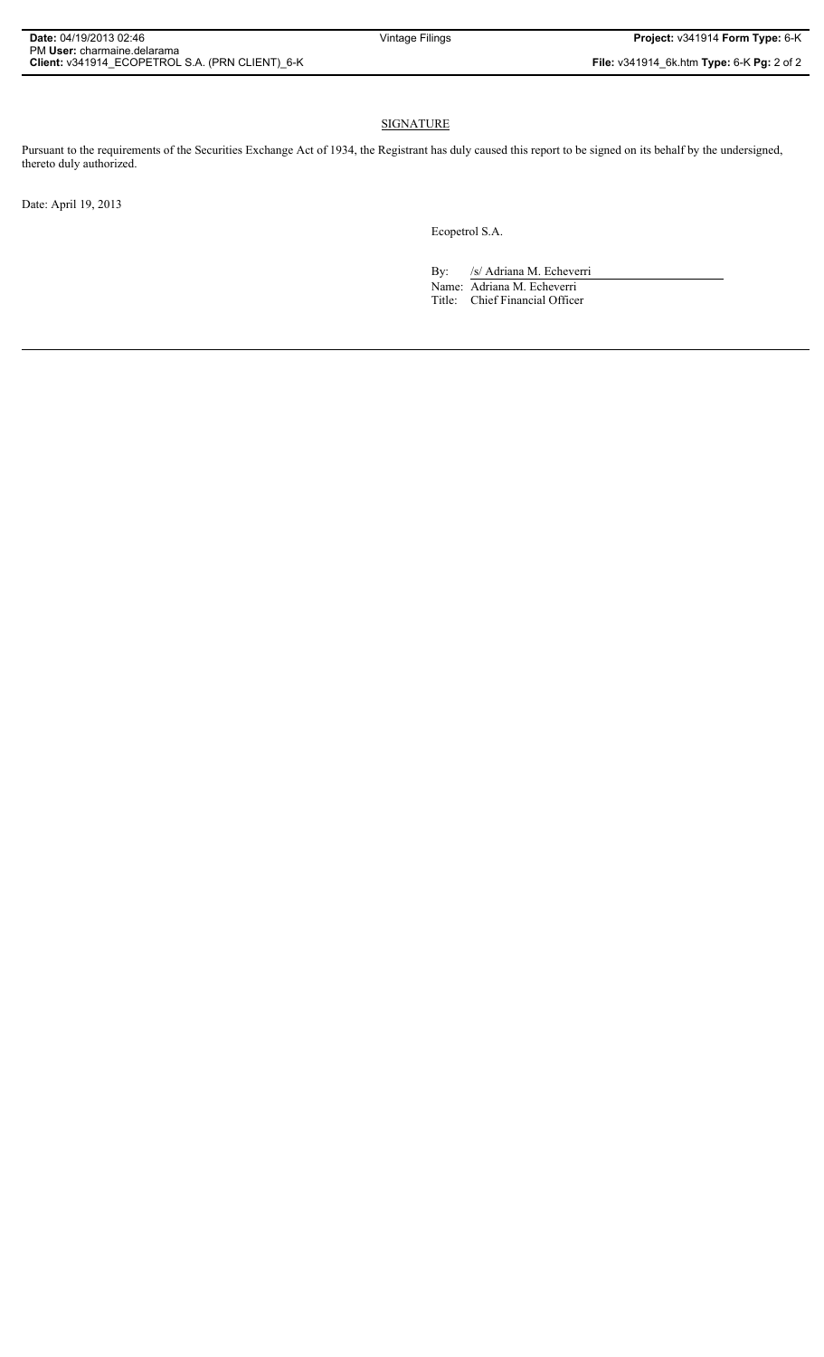## SIGNATURE

Pursuant to the requirements of the Securities Exchange Act of 1934, the Registrant has duly caused this report to be signed on its behalf by the undersigned, thereto duly authorized.

Date: April 19, 2013

Ecopetrol S.A.

By: /s/ Adriana M. Echeverri

Name: Adriana M. Echeverri

Title: Chief Financial Officer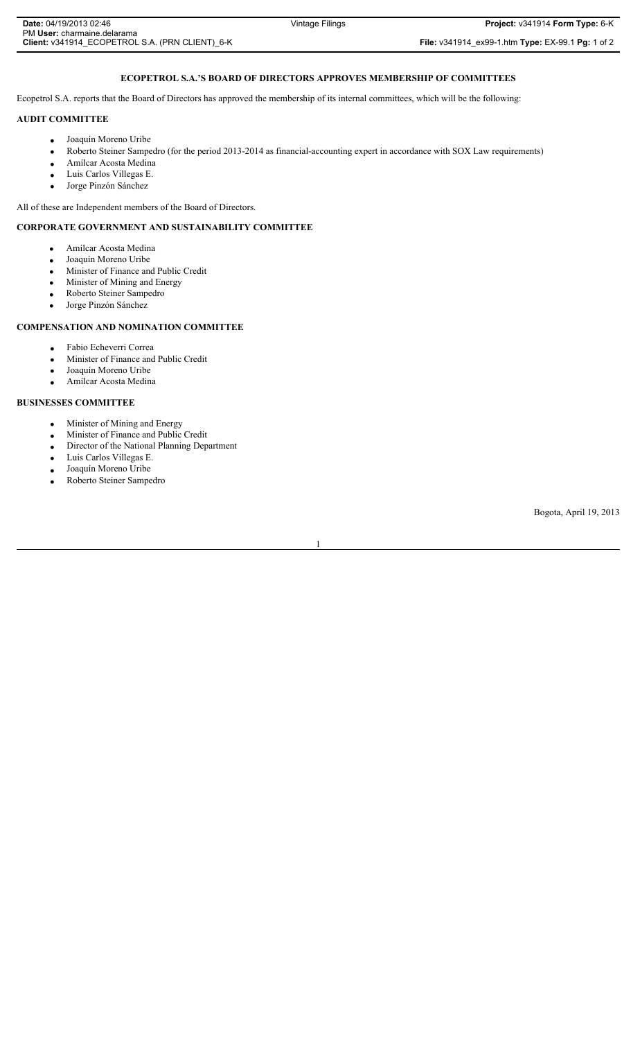# ECOPETROL S.A.'S BOARD OF DIRECTORS APPROVES MEMBERSHIP OF COMMITTEES

Ecopetrol S.A. reports that the Board of Directors has approved the membership of its internal committees, which will be the following:

## AUDIT COMMITTEE

- Joaquín Moreno Uribe
- Roberto Steiner Sampedro (for the period 2013-2014 as financial-accounting expert in accordance with SOX Law requirements)
- Amílcar Acosta Medina
- Luis Carlos Villegas E.
- Jorge Pinzón Sánchez

All of these are Independent members of the Board of Directors.

## CORPORATE GOVERNMENT AND SUSTAINABILITY COMMITTEE

- Amílcar Acosta Medina
- Joaquín Moreno Uribe
- Minister of Finance and Public Credit
- Minister of Mining and Energy
- Roberto Steiner Sampedro
- Jorge Pinzón Sánchez

## COMPENSATION AND NOMINATION COMMITTEE

- Fabio Echeverri Correa
- Minister of Finance and Public Credit
- Joaquín Moreno Uribe
- Amílcar Acosta Medina

## BUSINESSES COMMITTEE

- Minister of Mining and Energy
- Minister of Finance and Public Credit
- Director of the National Planning Department
- Luis Carlos Villegas E.
- Joaquín Moreno Uribe
- Roberto Steiner Sampedro

Bogota, April 19, 2013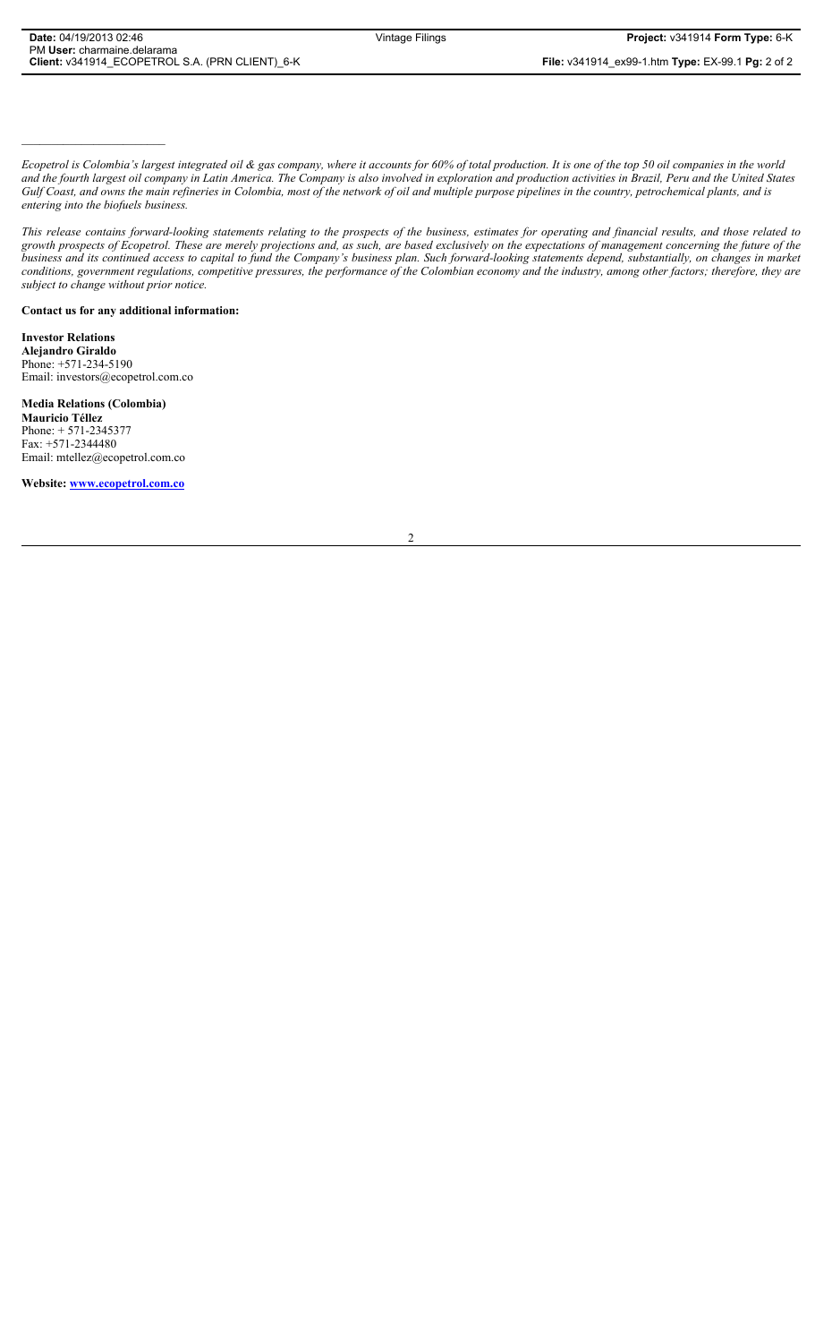---

*Ecopetrol is Colombia's largest integrated oil & gas company, where it accounts for 60% of total production. It is one of the top 50 oil companies in the world and the fourth largest oil company in Latin America. The Company is also involved in exploration and production activities in Brazil, Peru and the United States Gulf Coast, and owns the main refineries in Colombia, most of the network of oil and multiple purpose pipelines in the country, petrochemical plants, and is entering into the biofuels business.*

*This release contains forward-looking statements relating to the prospects of the business, estimates for operating and financial results, and those related to growth prospects of Ecopetrol. These are merely projections and, as such, are based exclusively on the expectations of management concerning the future of the business and its continued access to capital to fund the Company's business plan. Such forward-looking statements depend, substantially, on changes in market conditions, government regulations, competitive pressures, the performance of the Colombian economy and the industry, among other factors; therefore, they are subject to change without prior notice.*

**Contact us for any additional information:**

**Investor Relations**
**Alejandro Giraldo**
Phone: +571-234-5190
Email: investors@ecopetrol.com.co

**Media Relations (Colombia)**
**Mauricio Téllez**
Phone: + 571-2345377
Fax: +571-2344480
Email: mtellez@ecopetrol.com.co

**Website: www.ecopetrol.com.co**